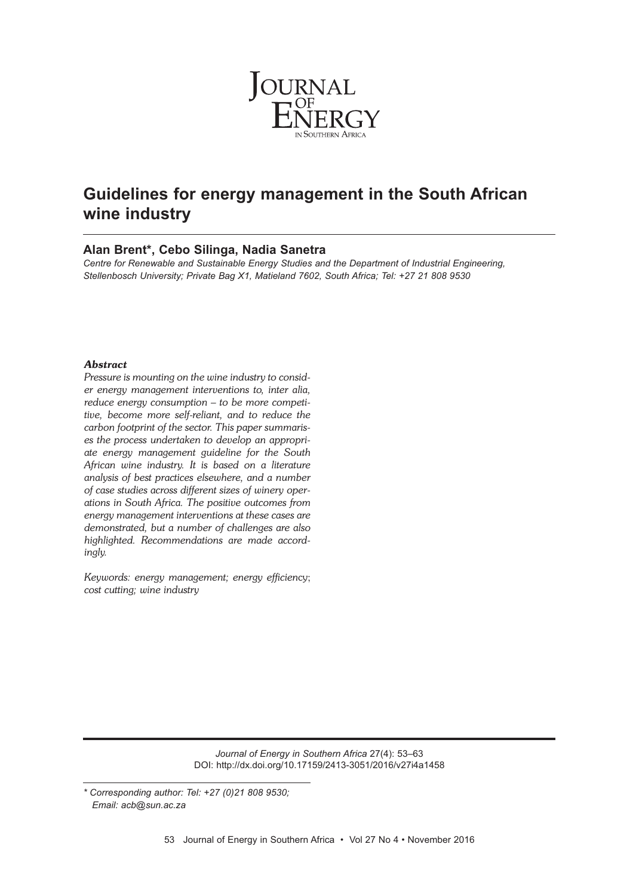# Guidelines for energy management in the South African wine industry

**Alan Brent*, Cebo Silinga, Nadia Sanetra**

*Centre for Renewable and Sustainable Energy Studies and the Department of Industrial Engineering, Stellenbosch University; Private Bag X1, Matieland 7602, South Africa; Tel: +27 21 808 9530*

***Abstract***

*Pressure is mounting on the wine industry to consider energy management interventions to, inter alia, reduce energy consumption – to be more competitive, become more self-reliant, and to reduce the carbon footprint of the sector. This paper summarises the process undertaken to develop an appropriate energy management guideline for the South African wine industry. It is based on a literature analysis of best practices elsewhere, and a number of case studies across different sizes of winery operations in South Africa. The positive outcomes from energy management interventions at these cases are demonstrated, but a number of challenges are also highlighted. Recommendations are made accordingly.*

*Keywords: energy management; energy efficiency; cost cutting; wine industry*

*Journal of Energy in Southern Africa* 27(4): 53–63
DOI: http://dx.doi.org/10.17159/2413-3051/2016/v27i4a1458

*\* Corresponding author: Tel: +27 (0)21 808 9530; Email: acb@sun.ac.za*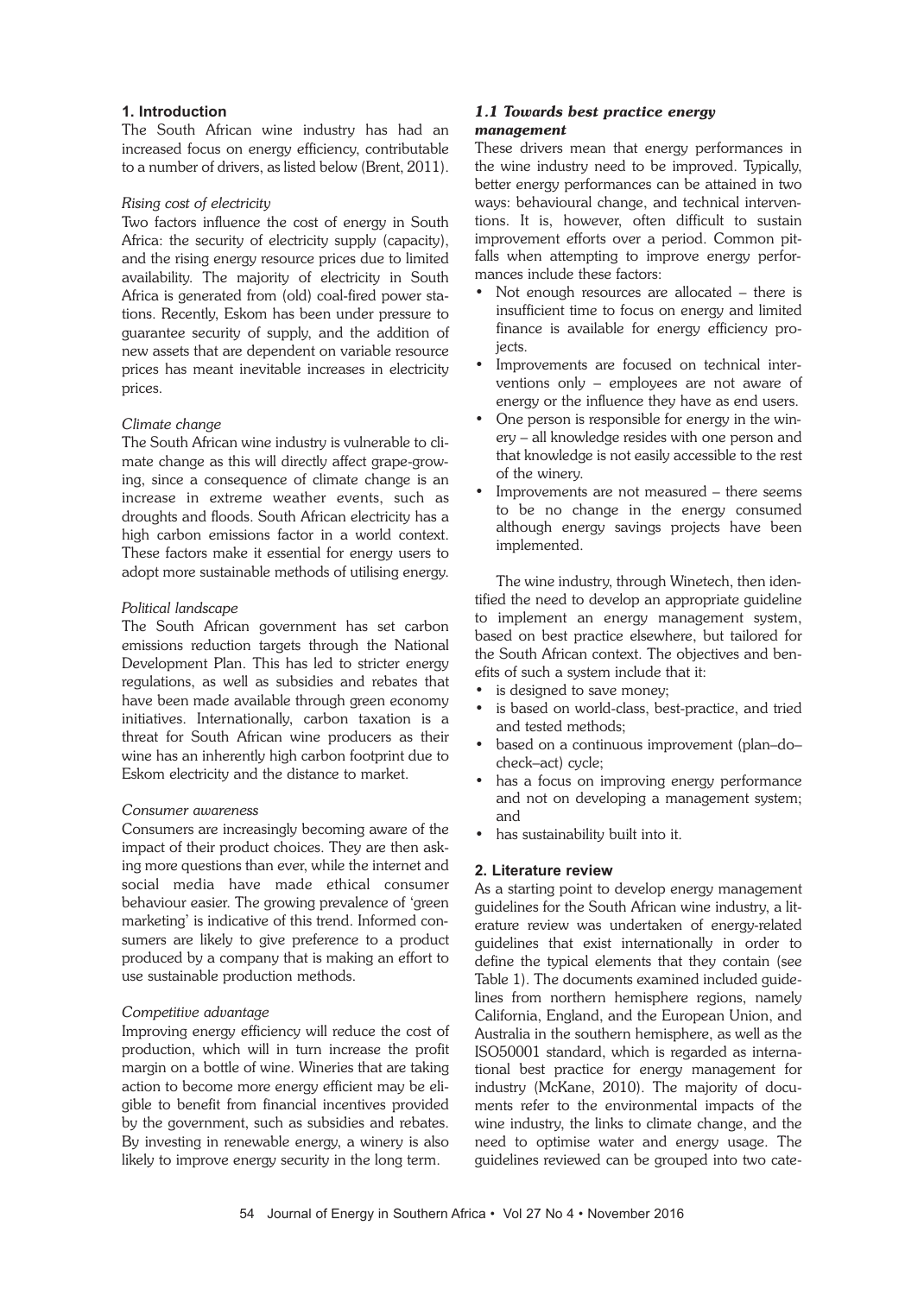## 1. Introduction

The South African wine industry has had an increased focus on energy efficiency, contributable to a number of drivers, as listed below (Brent, 2011).

*Rising cost of electricity*

Two factors influence the cost of energy in South Africa: the security of electricity supply (capacity), and the rising energy resource prices due to limited availability. The majority of electricity in South Africa is generated from (old) coal-fired power stations. Recently, Eskom has been under pressure to guarantee security of supply, and the addition of new assets that are dependent on variable resource prices has meant inevitable increases in electricity prices.

*Climate change*

The South African wine industry is vulnerable to climate change as this will directly affect grape-growing, since a consequence of climate change is an increase in extreme weather events, such as droughts and floods. South African electricity has a high carbon emissions factor in a world context. These factors make it essential for energy users to adopt more sustainable methods of utilising energy.

*Political landscape*

The South African government has set carbon emissions reduction targets through the National Development Plan. This has led to stricter energy regulations, as well as subsidies and rebates that have been made available through green economy initiatives. Internationally, carbon taxation is a threat for South African wine producers as their wine has an inherently high carbon footprint due to Eskom electricity and the distance to market.

*Consumer awareness*

Consumers are increasingly becoming aware of the impact of their product choices. They are then asking more questions than ever, while the internet and social media have made ethical consumer behaviour easier. The growing prevalence of 'green marketing' is indicative of this trend. Informed consumers are likely to give preference to a product produced by a company that is making an effort to use sustainable production methods.

*Competitive advantage*

Improving energy efficiency will reduce the cost of production, which will in turn increase the profit margin on a bottle of wine. Wineries that are taking action to become more energy efficient may be eligible to benefit from financial incentives provided by the government, such as subsidies and rebates. By investing in renewable energy, a winery is also likely to improve energy security in the long term.

### *1.1 Towards best practice energy management*

These drivers mean that energy performances in the wine industry need to be improved. Typically, better energy performances can be attained in two ways: behavioural change, and technical interventions. It is, however, often difficult to sustain improvement efforts over a period. Common pitfalls when attempting to improve energy performances include these factors:

- Not enough resources are allocated – there is insufficient time to focus on energy and limited finance is available for energy efficiency projects.
- Improvements are focused on technical interventions only – employees are not aware of energy or the influence they have as end users.
- One person is responsible for energy in the winery – all knowledge resides with one person and that knowledge is not easily accessible to the rest of the winery.
- Improvements are not measured – there seems to be no change in the energy consumed although energy savings projects have been implemented.

The wine industry, through Winetech, then identified the need to develop an appropriate guideline to implement an energy management system, based on best practice elsewhere, but tailored for the South African context. The objectives and benefits of such a system include that it:

- is designed to save money;
- is based on world-class, best-practice, and tried and tested methods;
- based on a continuous improvement (plan–do–check–act) cycle;
- has a focus on improving energy performance and not on developing a management system; and
- has sustainability built into it.

## 2. Literature review

As a starting point to develop energy management guidelines for the South African wine industry, a literature review was undertaken of energy-related guidelines that exist internationally in order to define the typical elements that they contain (see Table 1). The documents examined included guidelines from northern hemisphere regions, namely California, England, and the European Union, and Australia in the southern hemisphere, as well as the ISO50001 standard, which is regarded as international best practice for energy management for industry (McKane, 2010). The majority of documents refer to the environmental impacts of the wine industry, the links to climate change, and the need to optimise water and energy usage. The guidelines reviewed can be grouped into two cate-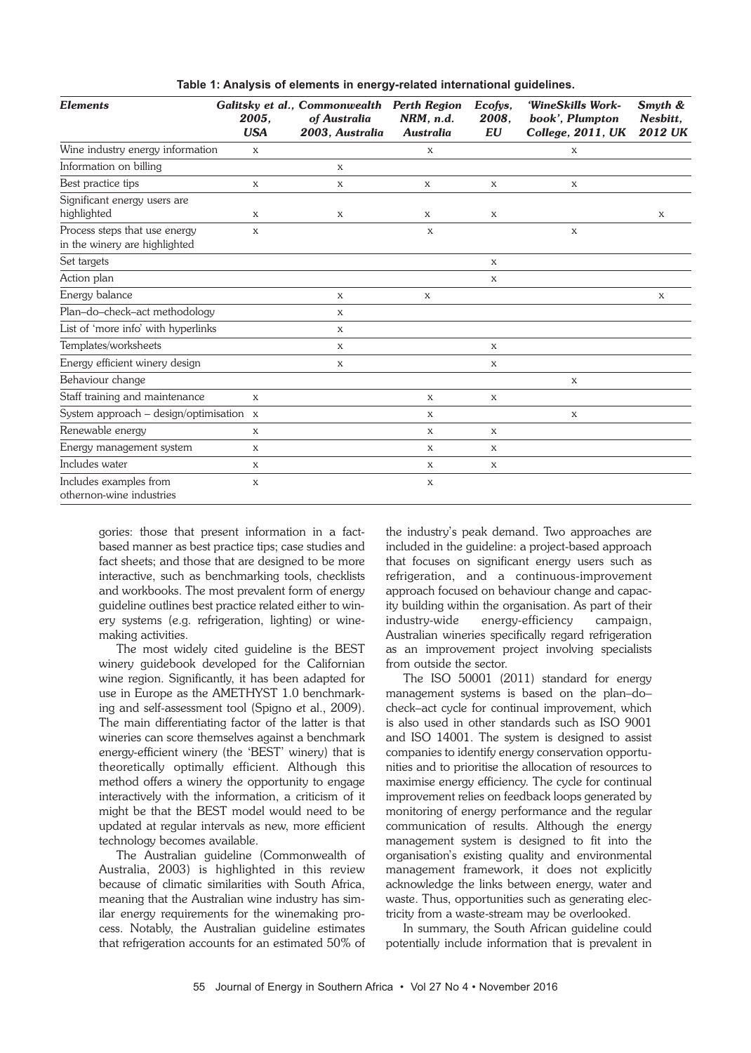**Table 1: Analysis of elements in energy-related international guidelines.**

| *Elements* | *Galitsky et al., 2005, USA* | *Commonwealth of Australia 2003, Australia* | *Perth Region NRM, n.d. Australia* | *Ecofys, 2008, EU* | *'WineSkills Workbook', Plumpton College, 2011, UK* | *Smyth & Nesbitt, 2012 UK* |
|---|---|---|---|---|---|---|
| Wine industry energy information | x | | x | | x | |
| Information on billing | | x | | | | |
| Best practice tips | x | x | x | x | x | |
| Significant energy users are highlighted | x | x | x | x | | x |
| Process steps that use energy in the winery are highlighted | x | | x | | x | |
| Set targets | | | | x | | |
| Action plan | | | | x | | |
| Energy balance | | x | x | | | x |
| Plan–do–check–act methodology | | x | | | | |
| List of 'more info' with hyperlinks | | x | | | | |
| Templates/worksheets | | x | | x | | |
| Energy efficient winery design | | x | | x | | |
| Behaviour change | | | | | x | |
| Staff training and maintenance | x | | x | x | | |
| System approach – design/optimisation | x | | x | | x | |
| Renewable energy | x | | x | x | | |
| Energy management system | x | | x | x | | |
| Includes water | x | | x | x | | |
| Includes examples from othernon-wine industries | x | | x | | | |

gories: those that present information in a fact-based manner as best practice tips; case studies and fact sheets; and those that are designed to be more interactive, such as benchmarking tools, checklists and workbooks. The most prevalent form of energy guideline outlines best practice related either to winery systems (e.g. refrigeration, lighting) or winemaking activities.

The most widely cited guideline is the BEST winery guidebook developed for the Californian wine region. Significantly, it has been adapted for use in Europe as the AMETHYST 1.0 benchmarking and self-assessment tool (Spigno et al., 2009). The main differentiating factor of the latter is that wineries can score themselves against a benchmark energy-efficient winery (the 'BEST' winery) that is theoretically optimally efficient. Although this method offers a winery the opportunity to engage interactively with the information, a criticism of it might be that the BEST model would need to be updated at regular intervals as new, more efficient technology becomes available.

The Australian guideline (Commonwealth of Australia, 2003) is highlighted in this review because of climatic similarities with South Africa, meaning that the Australian wine industry has similar energy requirements for the winemaking process. Notably, the Australian guideline estimates that refrigeration accounts for an estimated 50% of the industry's peak demand. Two approaches are included in the guideline: a project-based approach that focuses on significant energy users such as refrigeration, and a continuous-improvement approach focused on behaviour change and capacity building within the organisation. As part of their industry-wide energy-efficiency campaign, Australian wineries specifically regard refrigeration as an improvement project involving specialists from outside the sector.

The ISO 50001 (2011) standard for energy management systems is based on the plan–do–check–act cycle for continual improvement, which is also used in other standards such as ISO 9001 and ISO 14001. The system is designed to assist companies to identify energy conservation opportunities and to prioritise the allocation of resources to maximise energy efficiency. The cycle for continual improvement relies on feedback loops generated by monitoring of energy performance and the regular communication of results. Although the energy management system is designed to fit into the organisation's existing quality and environmental management framework, it does not explicitly acknowledge the links between energy, water and waste. Thus, opportunities such as generating electricity from a waste-stream may be overlooked.

In summary, the South African guideline could potentially include information that is prevalent in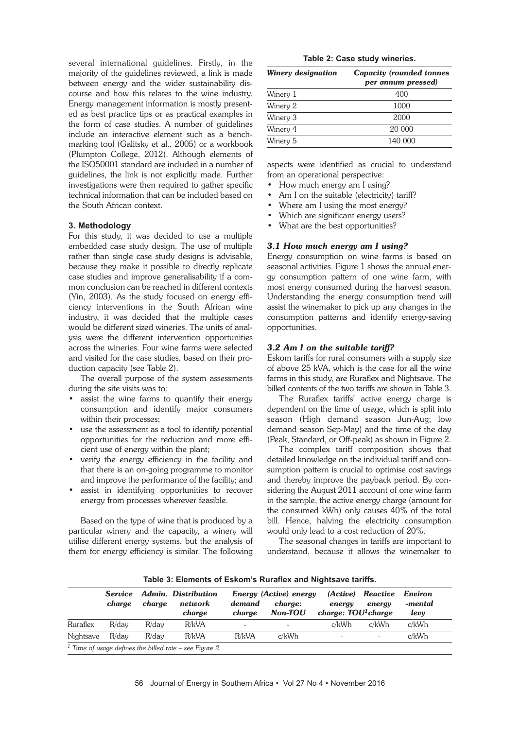several international guidelines. Firstly, in the majority of the guidelines reviewed, a link is made between energy and the wider sustainability discourse and how this relates to the wine industry. Energy management information is mostly presented as best practice tips or as practical examples in the form of case studies. A number of guidelines include an interactive element such as a benchmarking tool (Galitsky et al., 2005) or a workbook (Plumpton College, 2012). Although elements of the ISO50001 standard are included in a number of guidelines, the link is not explicitly made. Further investigations were then required to gather specific technical information that can be included based on the South African context.

### 3. Methodology

For this study, it was decided to use a multiple embedded case study design. The use of multiple rather than single case study designs is advisable, because they make it possible to directly replicate case studies and improve generalisability if a common conclusion can be reached in different contexts (Yin, 2003). As the study focused on energy efficiency interventions in the South African wine industry, it was decided that the multiple cases would be different sized wineries. The units of analysis were the different intervention opportunities across the wineries. Four wine farms were selected and visited for the case studies, based on their production capacity (see Table 2).

The overall purpose of the system assessments during the site visits was to:

- assist the wine farms to quantify their energy consumption and identify major consumers within their processes;
- use the assessment as a tool to identify potential opportunities for the reduction and more efficient use of energy within the plant;
- verify the energy efficiency in the facility and that there is an on-going programme to monitor and improve the performance of the facility; and
- assist in identifying opportunities to recover energy from processes wherever feasible.

Based on the type of wine that is produced by a particular winery and the capacity, a winery will utilise different energy systems, but the analysis of them for energy efficiency is similar. The following aspects were identified as crucial to understand from an operational perspective:

- How much energy am I using?
- Am I on the suitable (electricity) tariff?
- Where am I using the most energy?
- Which are significant energy users?
- What are the best opportunities?

**Table 2: Case study wineries.**

| *Winery designation* | *Capacity (rounded tonnes per annum pressed)* |
|---|---|
| Winery 1 | 400 |
| Winery 2 | 1000 |
| Winery 3 | 2000 |
| Winery 4 | 20 000 |
| Winery 5 | 140 000 |

#### *3.1 How much energy am I using?*

Energy consumption on wine farms is based on seasonal activities. Figure 1 shows the annual energy consumption pattern of one wine farm, with most energy consumed during the harvest season. Understanding the energy consumption trend will assist the winemaker to pick up any changes in the consumption patterns and identify energy-saving opportunities.

#### *3.2 Am I on the suitable tariff?*

Eskom tariffs for rural consumers with a supply size of above 25 kVA, which is the case for all the wine farms in this study, are Ruraflex and Nightsave. The billed contents of the two tariffs are shown in Table 3.

The Ruraflex tariffs' active energy charge is dependent on the time of usage, which is split into season (High demand season Jun-Aug; low demand season Sep-May) and the time of the day (Peak, Standard, or Off-peak) as shown in Figure 2.

The complex tariff composition shows that detailed knowledge on the individual tariff and consumption pattern is crucial to optimise cost savings and thereby improve the payback period. By considering the August 2011 account of one wine farm in the sample, the active energy charge (amount for the consumed kWh) only causes 40% of the total bill. Hence, halving the electricity consumption would only lead to a cost reduction of 20%.

The seasonal changes in tariffs are important to understand, because it allows the winemaker to

**Table 3: Elements of Eskom's Ruraflex and Nightsave tariffs.**

| | *Service charge* | *Admin. charge* | *Distribution network charge* | *Energy demand charge* | *(Active) energy charge: Non-TOU* | *(Active) energy charge: TOU[1] charge* | *Reactive energy* | *Environ -mental levy* |
|---|---|---|---|---|---|---|---|---|
| Ruraflex | R/day | R/day | R/kVA | - | - | c/kWh | c/kWh | c/kWh |
| Nightsave | R/day | R/day | R/kVA | R/kVA | c/kWh | - | - | c/kWh |

[1] *Time of usage defines the billed rate – see Figure 2.*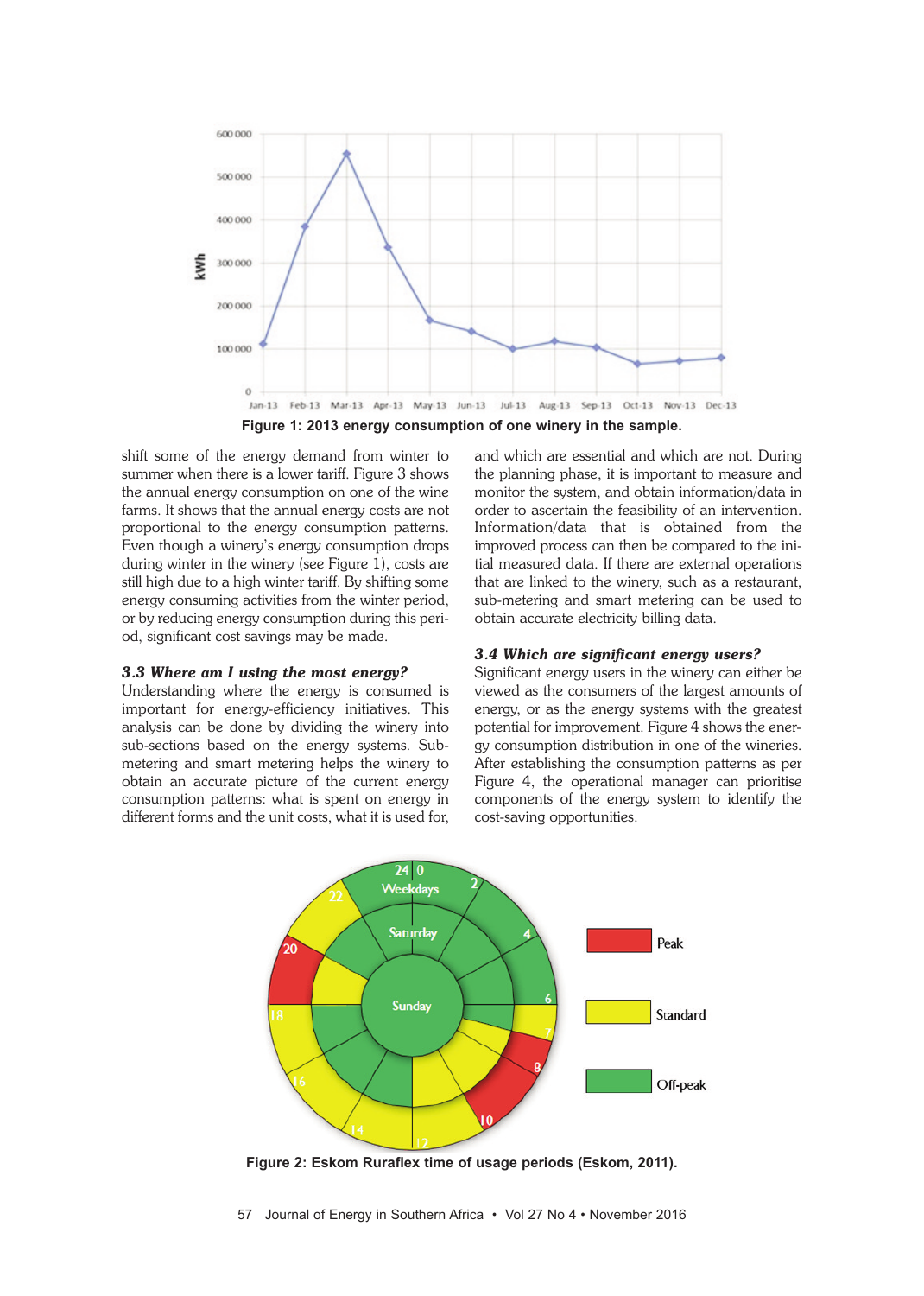Figure 1: 2013 energy consumption of one winery in the sample.

shift some of the energy demand from winter to summer when there is a lower tariff. Figure 3 shows the annual energy consumption on one of the wine farms. It shows that the annual energy costs are not proportional to the energy consumption patterns. Even though a winery's energy consumption drops during winter in the winery (see Figure 1), costs are still high due to a high winter tariff. By shifting some energy consuming activities from the winter period, or by reducing energy consumption during this period, significant cost savings may be made.

### *3.3 Where am I using the most energy?*

Understanding where the energy is consumed is important for energy-efficiency initiatives. This analysis can be done by dividing the winery into sub-sections based on the energy systems. Sub-metering and smart metering helps the winery to obtain an accurate picture of the current energy consumption patterns: what is spent on energy in different forms and the unit costs, what it is used for, and which are essential and which are not. During the planning phase, it is important to measure and monitor the system, and obtain information/data in order to ascertain the feasibility of an intervention. Information/data that is obtained from the improved process can then be compared to the initial measured data. If there are external operations that are linked to the winery, such as a restaurant, sub-metering and smart metering can be used to obtain accurate electricity billing data.

### *3.4 Which are significant energy users?*

Significant energy users in the winery can either be viewed as the consumers of the largest amounts of energy, or as the energy systems with the greatest potential for improvement. Figure 4 shows the energy consumption distribution in one of the wineries. After establishing the consumption patterns as per Figure 4, the operational manager can prioritise components of the energy system to identify the cost-saving opportunities.

Figure 2: Eskom Ruraflex time of usage periods (Eskom, 2011).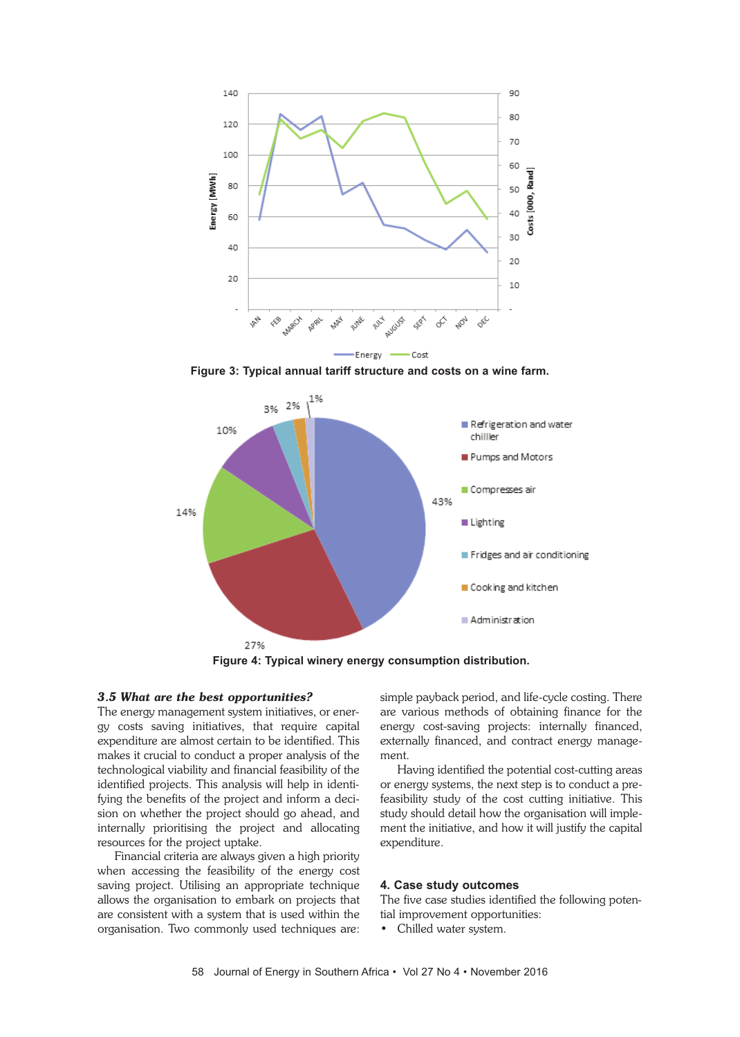Figure 3: Typical annual tariff structure and costs on a wine farm.

Figure 4: Typical winery energy consumption distribution.

### *3.5 What are the best opportunities?*

The energy management system initiatives, or energy costs saving initiatives, that require capital expenditure are almost certain to be identified. This makes it crucial to conduct a proper analysis of the technological viability and financial feasibility of the identified projects. This analysis will help in identifying the benefits of the project and inform a decision on whether the project should go ahead, and internally prioritising the project and allocating resources for the project uptake.

Financial criteria are always given a high priority when accessing the feasibility of the energy cost saving project. Utilising an appropriate technique allows the organisation to embark on projects that are consistent with a system that is used within the organisation. Two commonly used techniques are: simple payback period, and life-cycle costing. There are various methods of obtaining finance for the energy cost-saving projects: internally financed, externally financed, and contract energy management.

Having identified the potential cost-cutting areas or energy systems, the next step is to conduct a pre-feasibility study of the cost cutting initiative. This study should detail how the organisation will implement the initiative, and how it will justify the capital expenditure.

## 4. Case study outcomes

The five case studies identified the following potential improvement opportunities:

- Chilled water system.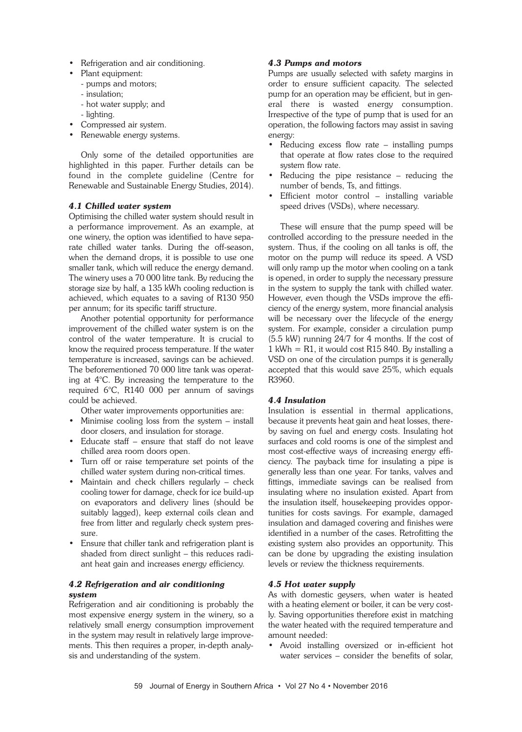- Refrigeration and air conditioning.
- Plant equipment:
  - pumps and motors;
  - insulation;
  - hot water supply; and
  - lighting.
- Compressed air system.
- Renewable energy systems.

Only some of the detailed opportunities are highlighted in this paper. Further details can be found in the complete guideline (Centre for Renewable and Sustainable Energy Studies, 2014).

### *4.1 Chilled water system*

Optimising the chilled water system should result in a performance improvement. As an example, at one winery, the option was identified to have separate chilled water tanks. During the off-season, when the demand drops, it is possible to use one smaller tank, which will reduce the energy demand. The winery uses a 70 000 litre tank. By reducing the storage size by half, a 135 kWh cooling reduction is achieved, which equates to a saving of R130 950 per annum; for its specific tariff structure.

Another potential opportunity for performance improvement of the chilled water system is on the control of the water temperature. It is crucial to know the required process temperature. If the water temperature is increased, savings can be achieved. The beforementioned 70 000 litre tank was operating at 4°C. By increasing the temperature to the required 6°C, R140 000 per annum of savings could be achieved.

Other water improvements opportunities are:

- Minimise cooling loss from the system – install door closers, and insulation for storage.
- Educate staff – ensure that staff do not leave chilled area room doors open.
- Turn off or raise temperature set points of the chilled water system during non-critical times.
- Maintain and check chillers regularly – check cooling tower for damage, check for ice build-up on evaporators and delivery lines (should be suitably lagged), keep external coils clean and free from litter and regularly check system pressure.
- Ensure that chiller tank and refrigeration plant is shaded from direct sunlight – this reduces radiant heat gain and increases energy efficiency.

### *4.2 Refrigeration and air conditioning system*

Refrigeration and air conditioning is probably the most expensive energy system in the winery, so a relatively small energy consumption improvement in the system may result in relatively large improvements. This then requires a proper, in-depth analysis and understanding of the system.

### *4.3 Pumps and motors*

Pumps are usually selected with safety margins in order to ensure sufficient capacity. The selected pump for an operation may be efficient, but in general there is wasted energy consumption. Irrespective of the type of pump that is used for an operation, the following factors may assist in saving energy:

- Reducing excess flow rate – installing pumps that operate at flow rates close to the required system flow rate.
- Reducing the pipe resistance – reducing the number of bends, Ts, and fittings.
- Efficient motor control – installing variable speed drives (VSDs), where necessary.

These will ensure that the pump speed will be controlled according to the pressure needed in the system. Thus, if the cooling on all tanks is off, the motor on the pump will reduce its speed. A VSD will only ramp up the motor when cooling on a tank is opened, in order to supply the necessary pressure in the system to supply the tank with chilled water. However, even though the VSDs improve the efficiency of the energy system, more financial analysis will be necessary over the lifecycle of the energy system. For example, consider a circulation pump (5.5 kW) running 24/7 for 4 months. If the cost of 1 kWh = R1, it would cost R15 840. By installing a VSD on one of the circulation pumps it is generally accepted that this would save 25%, which equals R3960.

### *4.4 Insulation*

Insulation is essential in thermal applications, because it prevents heat gain and heat losses, thereby saving on fuel and energy costs. Insulating hot surfaces and cold rooms is one of the simplest and most cost-effective ways of increasing energy efficiency. The payback time for insulating a pipe is generally less than one year. For tanks, valves and fittings, immediate savings can be realised from insulating where no insulation existed. Apart from the insulation itself, housekeeping provides opportunities for costs savings. For example, damaged insulation and damaged covering and finishes were identified in a number of the cases. Retrofitting the existing system also provides an opportunity. This can be done by upgrading the existing insulation levels or review the thickness requirements.

### *4.5 Hot water supply*

As with domestic geysers, when water is heated with a heating element or boiler, it can be very costly. Saving opportunities therefore exist in matching the water heated with the required temperature and amount needed:

- Avoid installing oversized or in-efficient hot water services – consider the benefits of solar,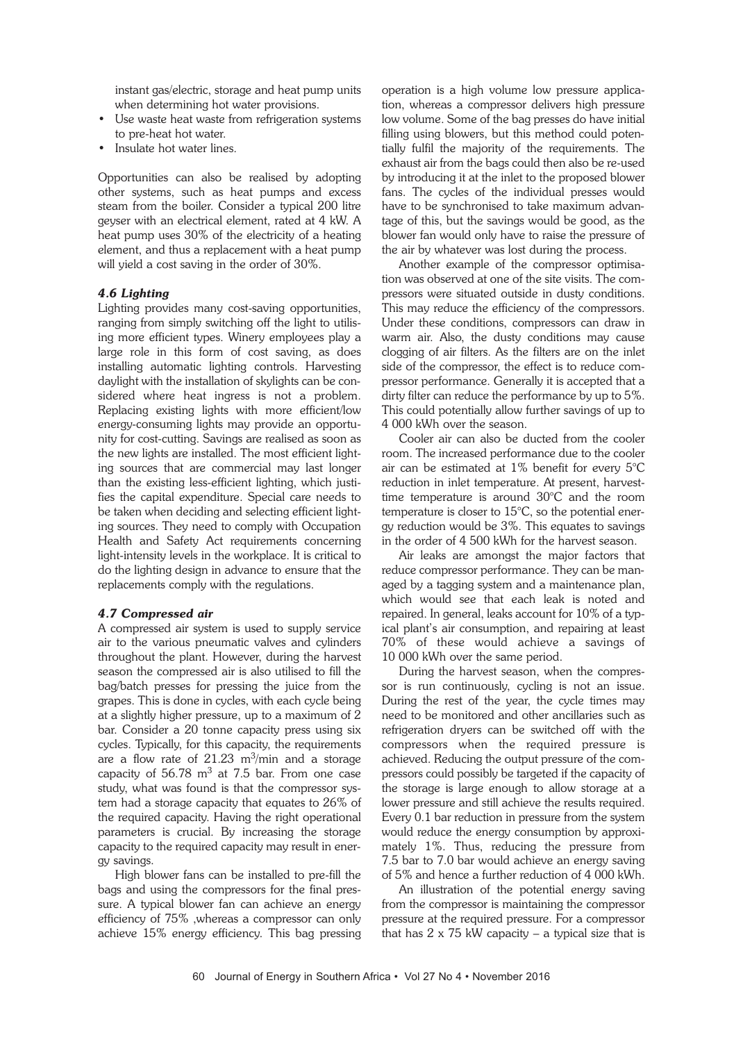instant gas/electric, storage and heat pump units when determining hot water provisions.

- Use waste heat waste from refrigeration systems to pre-heat hot water.
- Insulate hot water lines.

Opportunities can also be realised by adopting other systems, such as heat pumps and excess steam from the boiler. Consider a typical 200 litre geyser with an electrical element, rated at 4 kW. A heat pump uses 30% of the electricity of a heating element, and thus a replacement with a heat pump will yield a cost saving in the order of 30%.

### *4.6 Lighting*

Lighting provides many cost-saving opportunities, ranging from simply switching off the light to utilising more efficient types. Winery employees play a large role in this form of cost saving, as does installing automatic lighting controls. Harvesting daylight with the installation of skylights can be considered where heat ingress is not a problem. Replacing existing lights with more efficient/low energy-consuming lights may provide an opportunity for cost-cutting. Savings are realised as soon as the new lights are installed. The most efficient lighting sources that are commercial may last longer than the existing less-efficient lighting, which justifies the capital expenditure. Special care needs to be taken when deciding and selecting efficient lighting sources. They need to comply with Occupation Health and Safety Act requirements concerning light-intensity levels in the workplace. It is critical to do the lighting design in advance to ensure that the replacements comply with the regulations.

### *4.7 Compressed air*

A compressed air system is used to supply service air to the various pneumatic valves and cylinders throughout the plant. However, during the harvest season the compressed air is also utilised to fill the bag/batch presses for pressing the juice from the grapes. This is done in cycles, with each cycle being at a slightly higher pressure, up to a maximum of 2 bar. Consider a 20 tonne capacity press using six cycles. Typically, for this capacity, the requirements are a flow rate of 21.23 $m^3$/min and a storage capacity of 56.78 $m^3$ at 7.5 bar. From one case study, what was found is that the compressor system had a storage capacity that equates to 26% of the required capacity. Having the right operational parameters is crucial. By increasing the storage capacity to the required capacity may result in energy savings.

High blower fans can be installed to pre-fill the bags and using the compressors for the final pressure. A typical blower fan can achieve an energy efficiency of 75% ,whereas a compressor can only achieve 15% energy efficiency. This bag pressing operation is a high volume low pressure application, whereas a compressor delivers high pressure low volume. Some of the bag presses do have initial filling using blowers, but this method could potentially fulfil the majority of the requirements. The exhaust air from the bags could then also be re-used by introducing it at the inlet to the proposed blower fans. The cycles of the individual presses would have to be synchronised to take maximum advantage of this, but the savings would be good, as the blower fan would only have to raise the pressure of the air by whatever was lost during the process.

Another example of the compressor optimisation was observed at one of the site visits. The compressors were situated outside in dusty conditions. This may reduce the efficiency of the compressors. Under these conditions, compressors can draw in warm air. Also, the dusty conditions may cause clogging of air filters. As the filters are on the inlet side of the compressor, the effect is to reduce compressor performance. Generally it is accepted that a dirty filter can reduce the performance by up to 5%. This could potentially allow further savings of up to 4 000 kWh over the season.

Cooler air can also be ducted from the cooler room. The increased performance due to the cooler air can be estimated at 1% benefit for every 5°C reduction in inlet temperature. At present, harvest-time temperature is around 30°C and the room temperature is closer to 15°C, so the potential energy reduction would be 3%. This equates to savings in the order of 4 500 kWh for the harvest season.

Air leaks are amongst the major factors that reduce compressor performance. They can be managed by a tagging system and a maintenance plan, which would see that each leak is noted and repaired. In general, leaks account for 10% of a typical plant's air consumption, and repairing at least 70% of these would achieve a savings of 10 000 kWh over the same period.

During the harvest season, when the compressor is run continuously, cycling is not an issue. During the rest of the year, the cycle times may need to be monitored and other ancillaries such as refrigeration dryers can be switched off with the compressors when the required pressure is achieved. Reducing the output pressure of the compressors could possibly be targeted if the capacity of the storage is large enough to allow storage at a lower pressure and still achieve the results required. Every 0.1 bar reduction in pressure from the system would reduce the energy consumption by approximately 1%. Thus, reducing the pressure from 7.5 bar to 7.0 bar would achieve an energy saving of 5% and hence a further reduction of 4 000 kWh.

An illustration of the potential energy saving from the compressor is maintaining the compressor pressure at the required pressure. For a compressor that has 2 x 75 kW capacity – a typical size that is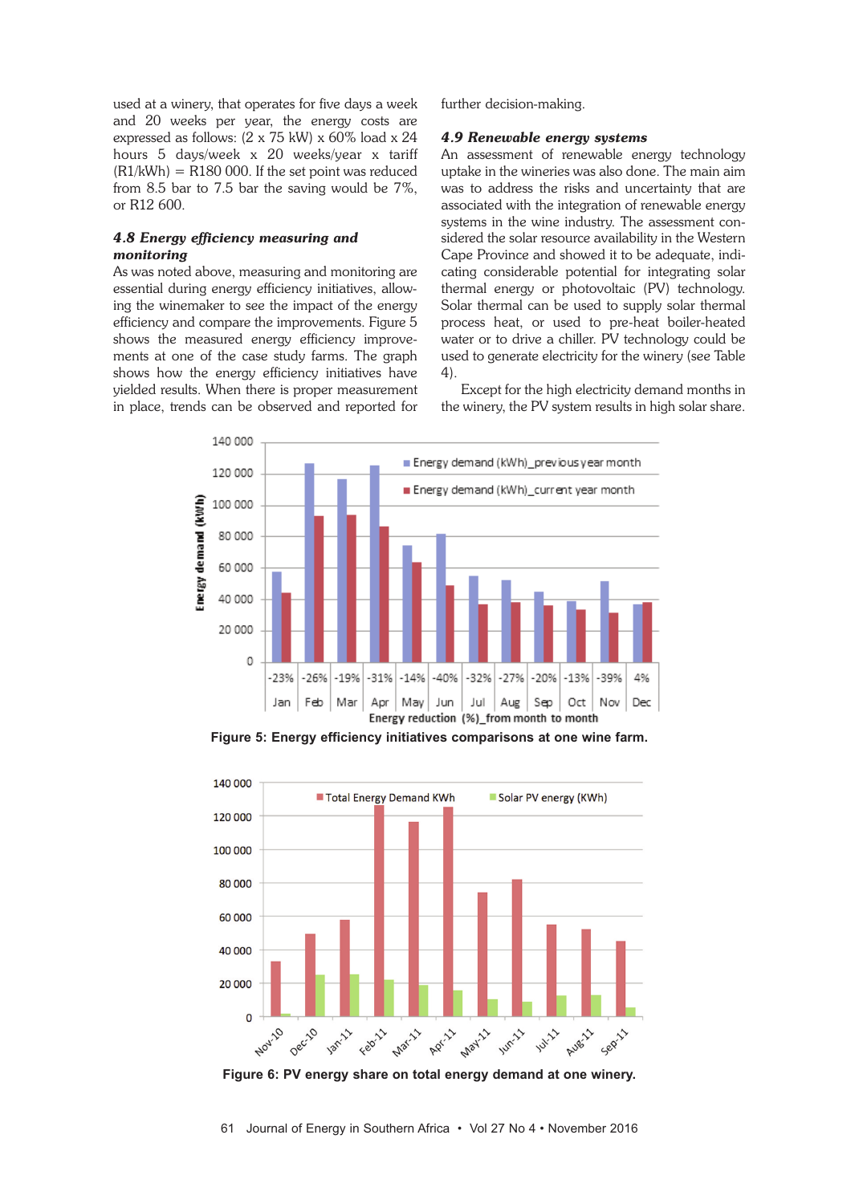used at a winery, that operates for five days a week and 20 weeks per year, the energy costs are expressed as follows: (2 x 75 kW) x 60% load x 24 hours 5 days/week x 20 weeks/year x tariff (R1/kWh) = R180 000. If the set point was reduced from 8.5 bar to 7.5 bar the saving would be 7%, or R12 600.

### *4.8 Energy efficiency measuring and monitoring*

As was noted above, measuring and monitoring are essential during energy efficiency initiatives, allowing the winemaker to see the impact of the energy efficiency and compare the improvements. Figure 5 shows the measured energy efficiency improvements at one of the case study farms. The graph shows how the energy efficiency initiatives have yielded results. When there is proper measurement in place, trends can be observed and reported for further decision-making.

### *4.9 Renewable energy systems*

An assessment of renewable energy technology uptake in the wineries was also done. The main aim was to address the risks and uncertainty that are associated with the integration of renewable energy systems in the wine industry. The assessment considered the solar resource availability in the Western Cape Province and showed it to be adequate, indicating considerable potential for integrating solar thermal energy or photovoltaic (PV) technology. Solar thermal can be used to supply solar thermal process heat, or used to pre-heat boiler-heated water or to drive a chiller. PV technology could be used to generate electricity for the winery (see Table 4).

Except for the high electricity demand months in the winery, the PV system results in high solar share.

**Figure 5: Energy efficiency initiatives comparisons at one wine farm.**

**Figure 6: PV energy share on total energy demand at one winery.**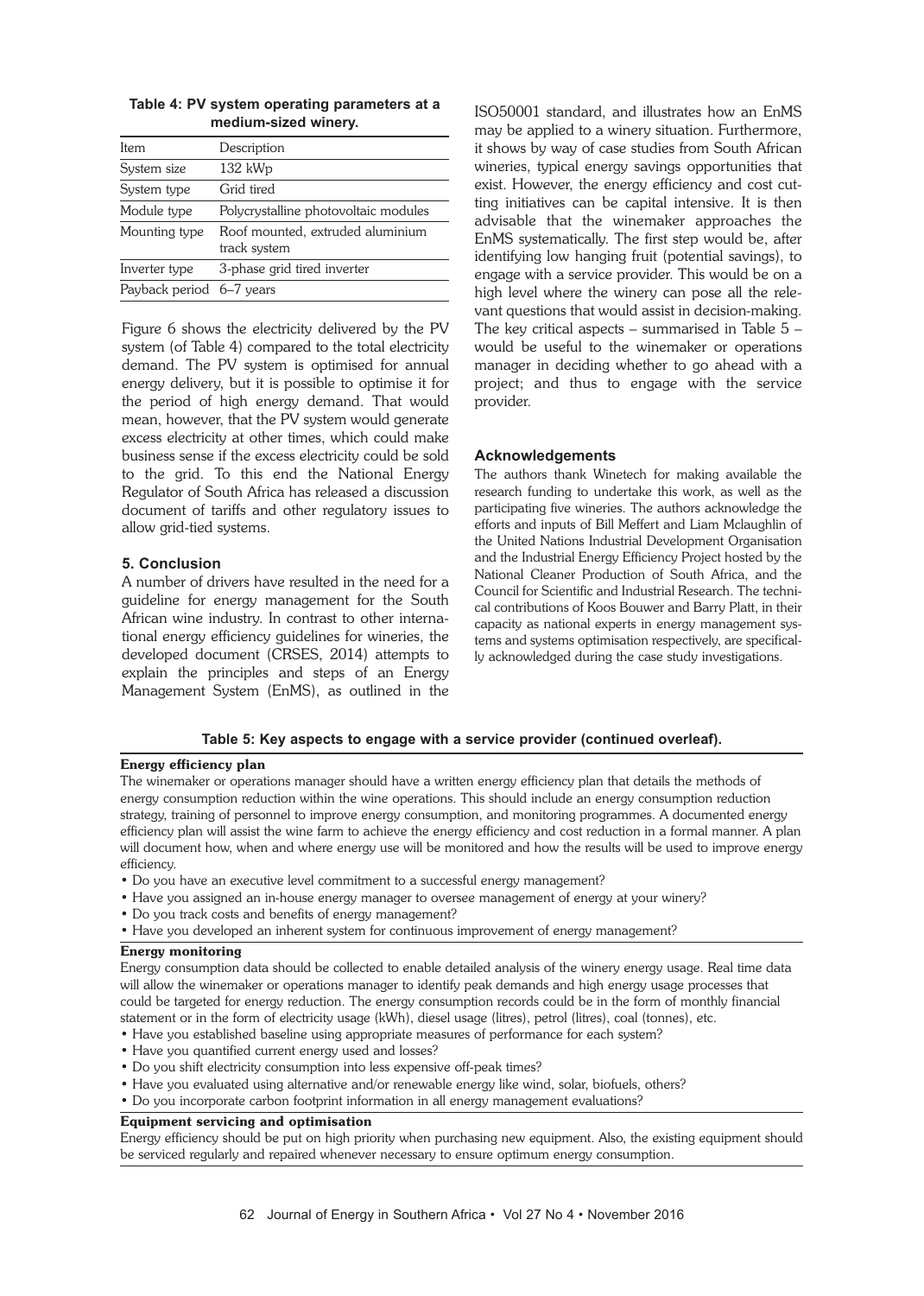**Table 4: PV system operating parameters at a medium-sized winery.**

| Item | Description |
| --- | --- |
| System size | 132 kWp |
| System type | Grid tired |
| Module type | Polycrystalline photovoltaic modules |
| Mounting type | Roof mounted, extruded aluminium track system |
| Inverter type | 3-phase grid tired inverter |
| Payback period | 6–7 years |

Figure 6 shows the electricity delivered by the PV system (of Table 4) compared to the total electricity demand. The PV system is optimised for annual energy delivery, but it is possible to optimise it for the period of high energy demand. That would mean, however, that the PV system would generate excess electricity at other times, which could make business sense if the excess electricity could be sold to the grid. To this end the National Energy Regulator of South Africa has released a discussion document of tariffs and other regulatory issues to allow grid-tied systems.

## 5. Conclusion

A number of drivers have resulted in the need for a guideline for energy management for the South African wine industry. In contrast to other international energy efficiency guidelines for wineries, the developed document (CRSES, 2014) attempts to explain the principles and steps of an Energy Management System (EnMS), as outlined in the ISO50001 standard, and illustrates how an EnMS may be applied to a winery situation. Furthermore, it shows by way of case studies from South African wineries, typical energy savings opportunities that exist. However, the energy efficiency and cost cutting initiatives can be capital intensive. It is then advisable that the winemaker approaches the EnMS systematically. The first step would be, after identifying low hanging fruit (potential savings), to engage with a service provider. This would be on a high level where the winery can pose all the relevant questions that would assist in decision-making. The key critical aspects – summarised in Table 5 – would be useful to the winemaker or operations manager in deciding whether to go ahead with a project; and thus to engage with the service provider.

## Acknowledgements

The authors thank Winetech for making available the research funding to undertake this work, as well as the participating five wineries. The authors acknowledge the efforts and inputs of Bill Meffert and Liam Mclaughlin of the United Nations Industrial Development Organisation and the Industrial Energy Efficiency Project hosted by the National Cleaner Production of South Africa, and the Council for Scientific and Industrial Research. The technical contributions of Koos Bouwer and Barry Platt, in their capacity as national experts in energy management systems and systems optimisation respectively, are specifically acknowledged during the case study investigations.

**Table 5: Key aspects to engage with a service provider (continued overleaf).**

**Energy efficiency plan**

The winemaker or operations manager should have a written energy efficiency plan that details the methods of energy consumption reduction within the wine operations. This should include an energy consumption reduction strategy, training of personnel to improve energy consumption, and monitoring programmes. A documented energy efficiency plan will assist the wine farm to achieve the energy efficiency and cost reduction in a formal manner. A plan will document how, when and where energy use will be monitored and how the results will be used to improve energy efficiency.

- Do you have an executive level commitment to a successful energy management?
- Have you assigned an in-house energy manager to oversee management of energy at your winery?
- Do you track costs and benefits of energy management?
- Have you developed an inherent system for continuous improvement of energy management?

**Energy monitoring**

Energy consumption data should be collected to enable detailed analysis of the winery energy usage. Real time data will allow the winemaker or operations manager to identify peak demands and high energy usage processes that could be targeted for energy reduction. The energy consumption records could be in the form of monthly financial statement or in the form of electricity usage (kWh), diesel usage (litres), petrol (litres), coal (tonnes), etc.

- Have you established baseline using appropriate measures of performance for each system?
- Have you quantified current energy used and losses?
- Do you shift electricity consumption into less expensive off-peak times?
- Have you evaluated using alternative and/or renewable energy like wind, solar, biofuels, others?
- Do you incorporate carbon footprint information in all energy management evaluations?

**Equipment servicing and optimisation**

Energy efficiency should be put on high priority when purchasing new equipment. Also, the existing equipment should be serviced regularly and repaired whenever necessary to ensure optimum energy consumption.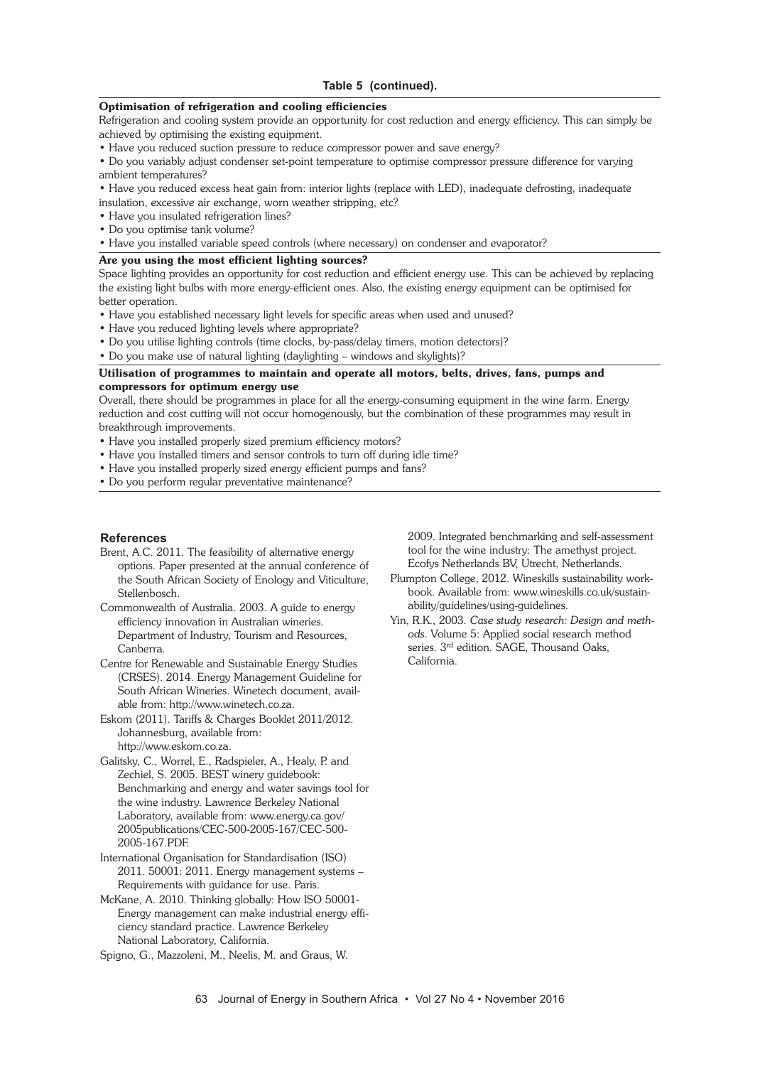**Table 5 (continued).**

**Optimisation of refrigeration and cooling efficiencies**

Refrigeration and cooling system provide an opportunity for cost reduction and energy efficiency. This can simply be achieved by optimising the existing equipment.

- Have you reduced suction pressure to reduce compressor power and save energy?
- Do you variably adjust condenser set-point temperature to optimise compressor pressure difference for varying ambient temperatures?
- Have you reduced excess heat gain from: interior lights (replace with LED), inadequate defrosting, inadequate insulation, excessive air exchange, worn weather stripping, etc?
- Have you insulated refrigeration lines?
- Do you optimise tank volume?
- Have you installed variable speed controls (where necessary) on condenser and evaporator?

**Are you using the most efficient lighting sources?**

Space lighting provides an opportunity for cost reduction and efficient energy use. This can be achieved by replacing the existing light bulbs with more energy-efficient ones. Also, the existing energy equipment can be optimised for better operation.

- Have you established necessary light levels for specific areas when used and unused?
- Have you reduced lighting levels where appropriate?
- Do you utilise lighting controls (time clocks, by-pass/delay timers, motion detectors)?
- Do you make use of natural lighting (daylighting – windows and skylights)?

**Utilisation of programmes to maintain and operate all motors, belts, drives, fans, pumps and compressors for optimum energy use**

Overall, there should be programmes in place for all the energy-consuming equipment in the wine farm. Energy reduction and cost cutting will not occur homogenously, but the combination of these programmes may result in breakthrough improvements.

- Have you installed properly sized premium efficiency motors?
- Have you installed timers and sensor controls to turn off during idle time?
- Have you installed properly sized energy efficient pumps and fans?
- Do you perform regular preventative maintenance?

## References

Brent, A.C. 2011. The feasibility of alternative energy options. Paper presented at the annual conference of the South African Society of Enology and Viticulture, Stellenbosch.

Commonwealth of Australia. 2003. A guide to energy efficiency innovation in Australian wineries. Department of Industry, Tourism and Resources, Canberra.

Centre for Renewable and Sustainable Energy Studies (CRSES). 2014. Energy Management Guideline for South African Wineries. Winetech document, available from: http://www.winetech.co.za.

Eskom (2011). Tariffs & Charges Booklet 2011/2012. Johannesburg, available from: http://www.eskom.co.za.

Galitsky, C., Worrel, E., Radspieler, A., Healy, P. and Zechiel, S. 2005. BEST winery guidebook: Benchmarking and energy and water savings tool for the wine industry. Lawrence Berkeley National Laboratory, available from: www.energy.ca.gov/2005publications/CEC-500-2005-167/CEC-500-2005-167.PDF.

International Organisation for Standardisation (ISO) 2011. 50001: 2011. Energy management systems – Requirements with guidance for use. Paris.

McKane, A. 2010. Thinking globally: How ISO 50001-Energy management can make industrial energy efficiency standard practice. Lawrence Berkeley National Laboratory, California.

Spigno, G., Mazzoleni, M., Neelis, M. and Graus, W. 2009. Integrated benchmarking and self-assessment tool for the wine industry: The amethyst project. Ecofys Netherlands BV, Utrecht, Netherlands.

Plumpton College, 2012. Wineskills sustainability workbook. Available from: www.wineskills.co.uk/sustainability/guidelines/using-guidelines.

Yin, R.K., 2003. *Case study research: Design and methods*. Volume 5: Applied social research method series. 3rd edition. SAGE, Thousand Oaks, California.